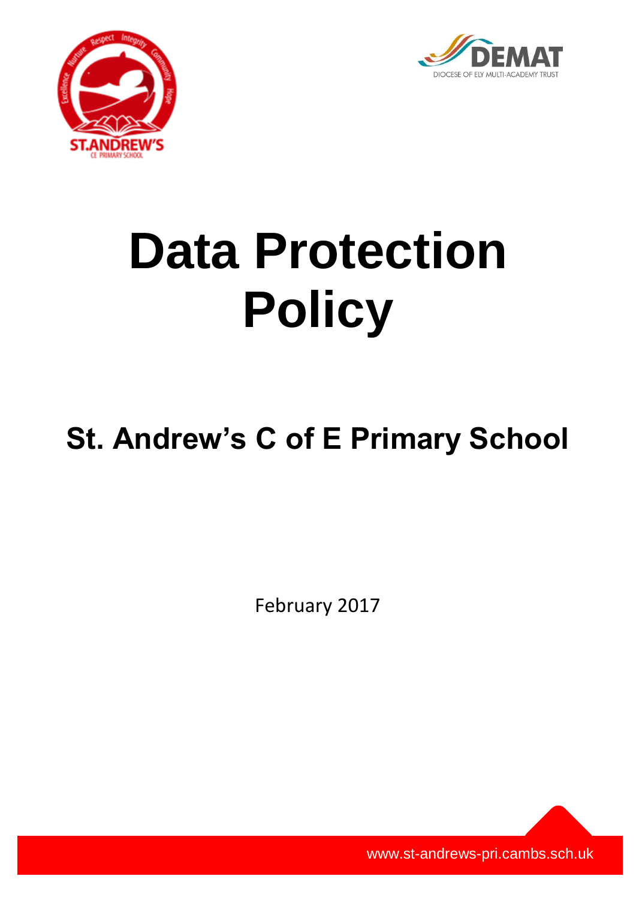# Data Protection Policy

## St. Andrew's C of E Primary School

February 2017

www.st-andrews-pri.cambs.sch.uk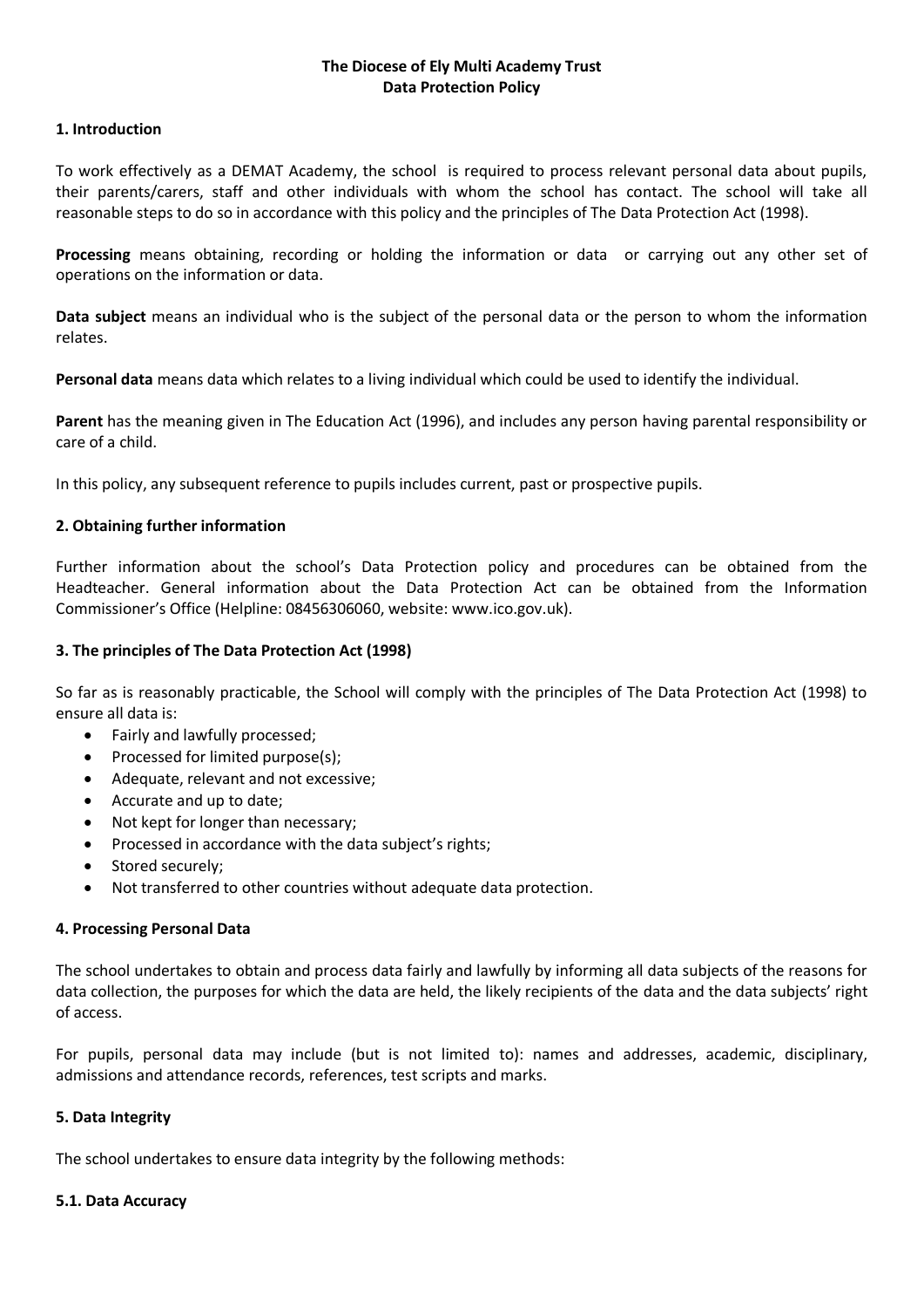**The Diocese of Ely Multi Academy Trust**
**Data Protection Policy**

## 1. Introduction

To work effectively as a DEMAT Academy, the school is required to process relevant personal data about pupils, their parents/carers, staff and other individuals with whom the school has contact. The school will take all reasonable steps to do so in accordance with this policy and the principles of The Data Protection Act (1998).

**Processing** means obtaining, recording or holding the information or data or carrying out any other set of operations on the information or data.

**Data subject** means an individual who is the subject of the personal data or the person to whom the information relates.

**Personal data** means data which relates to a living individual which could be used to identify the individual.

**Parent** has the meaning given in The Education Act (1996), and includes any person having parental responsibility or care of a child.

In this policy, any subsequent reference to pupils includes current, past or prospective pupils.

## 2. Obtaining further information

Further information about the school's Data Protection policy and procedures can be obtained from the Headteacher. General information about the Data Protection Act can be obtained from the Information Commissioner's Office (Helpline: 08456306060, website: www.ico.gov.uk).

## 3. The principles of The Data Protection Act (1998)

So far as is reasonably practicable, the School will comply with the principles of The Data Protection Act (1998) to ensure all data is:

- Fairly and lawfully processed;
- Processed for limited purpose(s);
- Adequate, relevant and not excessive;
- Accurate and up to date;
- Not kept for longer than necessary;
- Processed in accordance with the data subject's rights;
- Stored securely;
- Not transferred to other countries without adequate data protection.

## 4. Processing Personal Data

The school undertakes to obtain and process data fairly and lawfully by informing all data subjects of the reasons for data collection, the purposes for which the data are held, the likely recipients of the data and the data subjects' right of access.

For pupils, personal data may include (but is not limited to): names and addresses, academic, disciplinary, admissions and attendance records, references, test scripts and marks.

## 5. Data Integrity

The school undertakes to ensure data integrity by the following methods:

### 5.1. Data Accuracy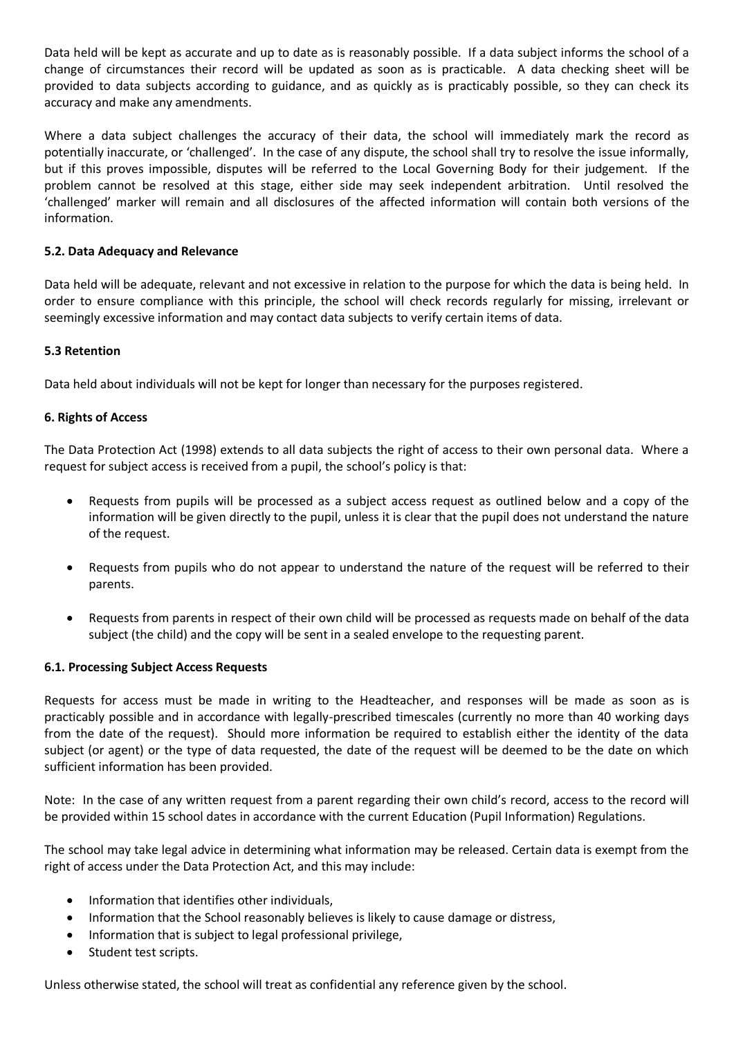Data held will be kept as accurate and up to date as is reasonably possible. If a data subject informs the school of a change of circumstances their record will be updated as soon as is practicable. A data checking sheet will be provided to data subjects according to guidance, and as quickly as is practicably possible, so they can check its accuracy and make any amendments.

Where a data subject challenges the accuracy of their data, the school will immediately mark the record as potentially inaccurate, or 'challenged'. In the case of any dispute, the school shall try to resolve the issue informally, but if this proves impossible, disputes will be referred to the Local Governing Body for their judgement. If the problem cannot be resolved at this stage, either side may seek independent arbitration. Until resolved the 'challenged' marker will remain and all disclosures of the affected information will contain both versions of the information.

**5.2. Data Adequacy and Relevance**

Data held will be adequate, relevant and not excessive in relation to the purpose for which the data is being held. In order to ensure compliance with this principle, the school will check records regularly for missing, irrelevant or seemingly excessive information and may contact data subjects to verify certain items of data.

**5.3 Retention**

Data held about individuals will not be kept for longer than necessary for the purposes registered.

**6. Rights of Access**

The Data Protection Act (1998) extends to all data subjects the right of access to their own personal data. Where a request for subject access is received from a pupil, the school's policy is that:

- Requests from pupils will be processed as a subject access request as outlined below and a copy of the information will be given directly to the pupil, unless it is clear that the pupil does not understand the nature of the request.
- Requests from pupils who do not appear to understand the nature of the request will be referred to their parents.
- Requests from parents in respect of their own child will be processed as requests made on behalf of the data subject (the child) and the copy will be sent in a sealed envelope to the requesting parent.

**6.1. Processing Subject Access Requests**

Requests for access must be made in writing to the Headteacher, and responses will be made as soon as is practicably possible and in accordance with legally-prescribed timescales (currently no more than 40 working days from the date of the request). Should more information be required to establish either the identity of the data subject (or agent) or the type of data requested, the date of the request will be deemed to be the date on which sufficient information has been provided.

Note: In the case of any written request from a parent regarding their own child's record, access to the record will be provided within 15 school dates in accordance with the current Education (Pupil Information) Regulations.

The school may take legal advice in determining what information may be released. Certain data is exempt from the right of access under the Data Protection Act, and this may include:

- Information that identifies other individuals,
- Information that the School reasonably believes is likely to cause damage or distress,
- Information that is subject to legal professional privilege,
- Student test scripts.

Unless otherwise stated, the school will treat as confidential any reference given by the school.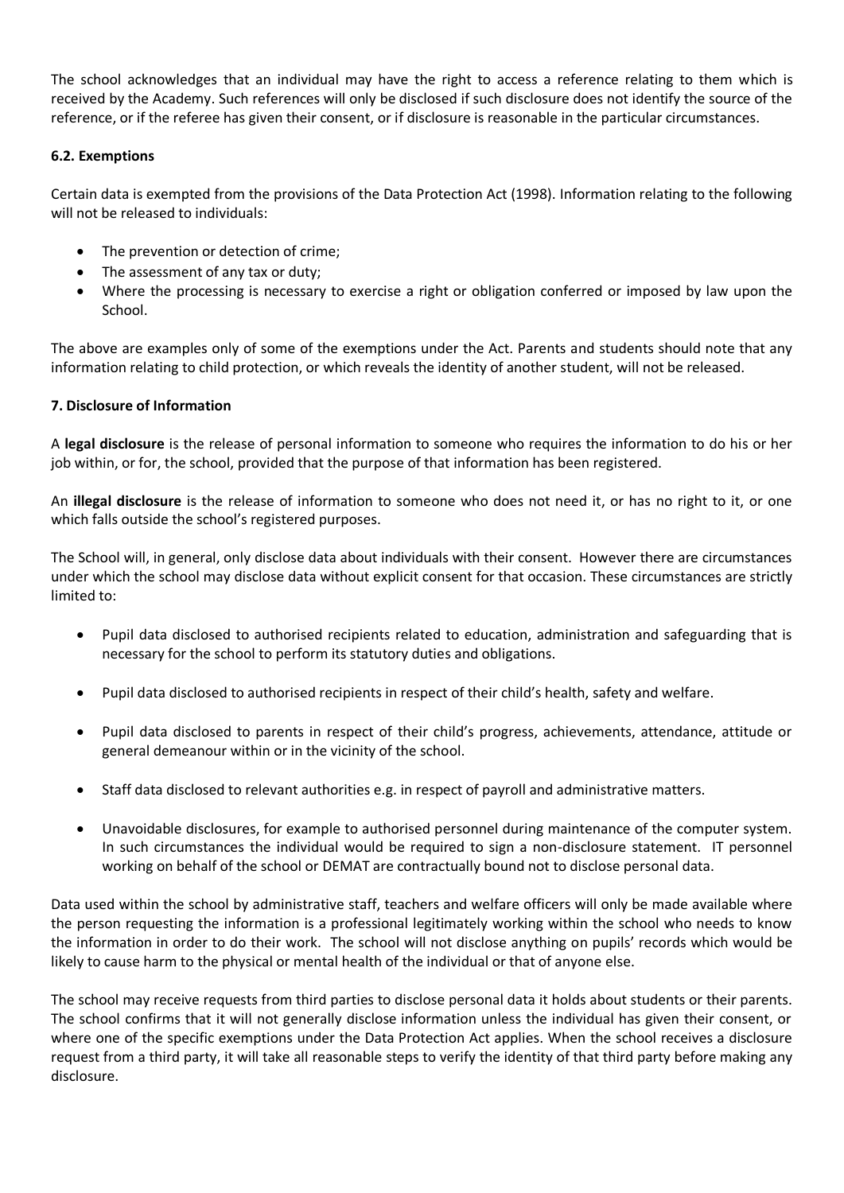The school acknowledges that an individual may have the right to access a reference relating to them which is received by the Academy. Such references will only be disclosed if such disclosure does not identify the source of the reference, or if the referee has given their consent, or if disclosure is reasonable in the particular circumstances.

**6.2. Exemptions**

Certain data is exempted from the provisions of the Data Protection Act (1998). Information relating to the following will not be released to individuals:

- The prevention or detection of crime;
- The assessment of any tax or duty;
- Where the processing is necessary to exercise a right or obligation conferred or imposed by law upon the School.

The above are examples only of some of the exemptions under the Act. Parents and students should note that any information relating to child protection, or which reveals the identity of another student, will not be released.

**7. Disclosure of Information**

A **legal disclosure** is the release of personal information to someone who requires the information to do his or her job within, or for, the school, provided that the purpose of that information has been registered.

An **illegal disclosure** is the release of information to someone who does not need it, or has no right to it, or one which falls outside the school's registered purposes.

The School will, in general, only disclose data about individuals with their consent. However there are circumstances under which the school may disclose data without explicit consent for that occasion. These circumstances are strictly limited to:

- Pupil data disclosed to authorised recipients related to education, administration and safeguarding that is necessary for the school to perform its statutory duties and obligations.

- Pupil data disclosed to authorised recipients in respect of their child's health, safety and welfare.

- Pupil data disclosed to parents in respect of their child's progress, achievements, attendance, attitude or general demeanour within or in the vicinity of the school.

- Staff data disclosed to relevant authorities e.g. in respect of payroll and administrative matters.

- Unavoidable disclosures, for example to authorised personnel during maintenance of the computer system. In such circumstances the individual would be required to sign a non-disclosure statement. IT personnel working on behalf of the school or DEMAT are contractually bound not to disclose personal data.

Data used within the school by administrative staff, teachers and welfare officers will only be made available where the person requesting the information is a professional legitimately working within the school who needs to know the information in order to do their work. The school will not disclose anything on pupils' records which would be likely to cause harm to the physical or mental health of the individual or that of anyone else.

The school may receive requests from third parties to disclose personal data it holds about students or their parents. The school confirms that it will not generally disclose information unless the individual has given their consent, or where one of the specific exemptions under the Data Protection Act applies. When the school receives a disclosure request from a third party, it will take all reasonable steps to verify the identity of that third party before making any disclosure.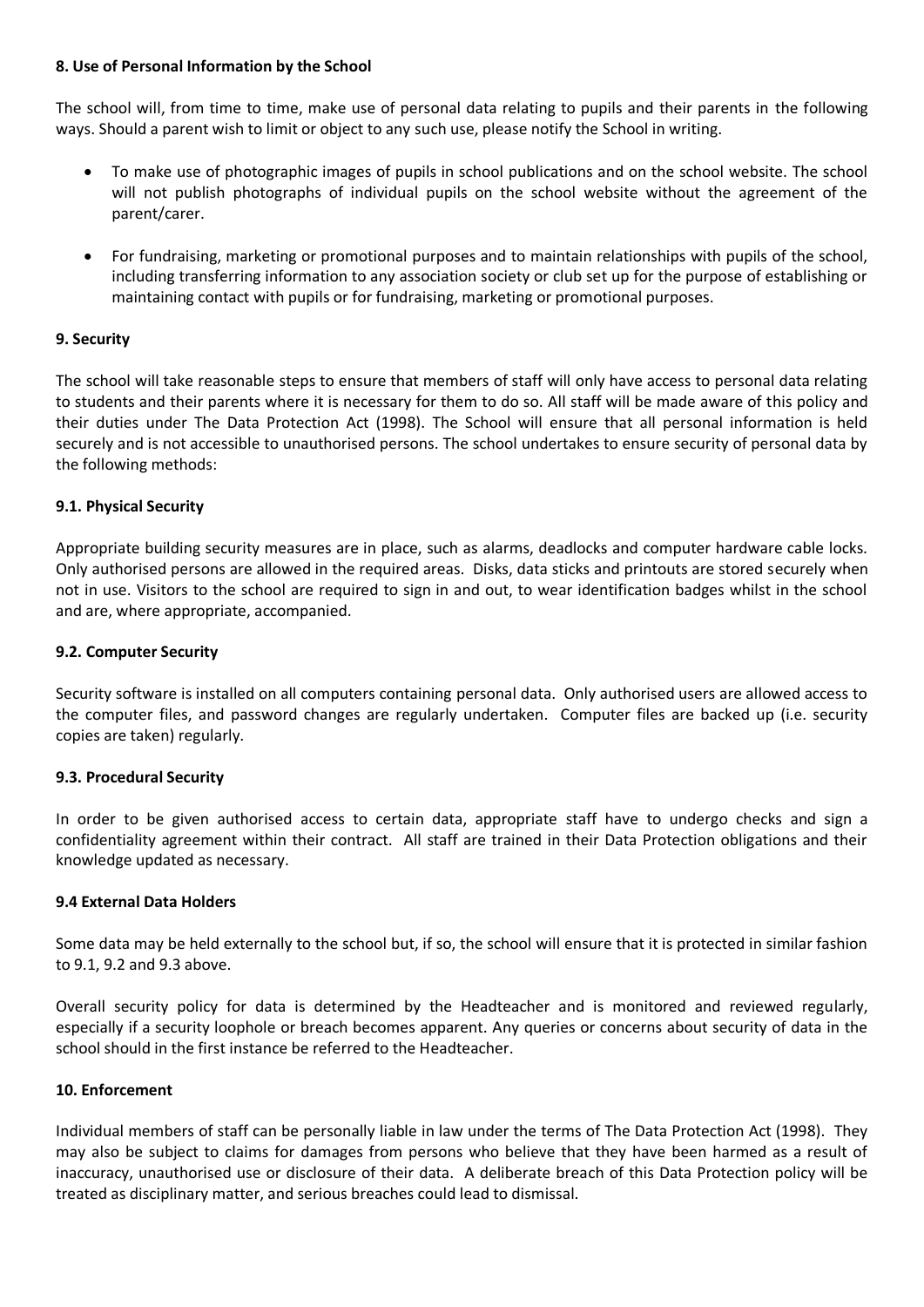### 8. Use of Personal Information by the School

The school will, from time to time, make use of personal data relating to pupils and their parents in the following ways. Should a parent wish to limit or object to any such use, please notify the School in writing.

- To make use of photographic images of pupils in school publications and on the school website. The school will not publish photographs of individual pupils on the school website without the agreement of the parent/carer.
- For fundraising, marketing or promotional purposes and to maintain relationships with pupils of the school, including transferring information to any association society or club set up for the purpose of establishing or maintaining contact with pupils or for fundraising, marketing or promotional purposes.

### 9. Security

The school will take reasonable steps to ensure that members of staff will only have access to personal data relating to students and their parents where it is necessary for them to do so. All staff will be made aware of this policy and their duties under The Data Protection Act (1998). The School will ensure that all personal information is held securely and is not accessible to unauthorised persons. The school undertakes to ensure security of personal data by the following methods:

#### 9.1. Physical Security

Appropriate building security measures are in place, such as alarms, deadlocks and computer hardware cable locks. Only authorised persons are allowed in the required areas. Disks, data sticks and printouts are stored securely when not in use. Visitors to the school are required to sign in and out, to wear identification badges whilst in the school and are, where appropriate, accompanied.

#### 9.2. Computer Security

Security software is installed on all computers containing personal data. Only authorised users are allowed access to the computer files, and password changes are regularly undertaken. Computer files are backed up (i.e. security copies are taken) regularly.

#### 9.3. Procedural Security

In order to be given authorised access to certain data, appropriate staff have to undergo checks and sign a confidentiality agreement within their contract. All staff are trained in their Data Protection obligations and their knowledge updated as necessary.

#### 9.4 External Data Holders

Some data may be held externally to the school but, if so, the school will ensure that it is protected in similar fashion to 9.1, 9.2 and 9.3 above.

Overall security policy for data is determined by the Headteacher and is monitored and reviewed regularly, especially if a security loophole or breach becomes apparent. Any queries or concerns about security of data in the school should in the first instance be referred to the Headteacher.

### 10. Enforcement

Individual members of staff can be personally liable in law under the terms of The Data Protection Act (1998). They may also be subject to claims for damages from persons who believe that they have been harmed as a result of inaccuracy, unauthorised use or disclosure of their data. A deliberate breach of this Data Protection policy will be treated as disciplinary matter, and serious breaches could lead to dismissal.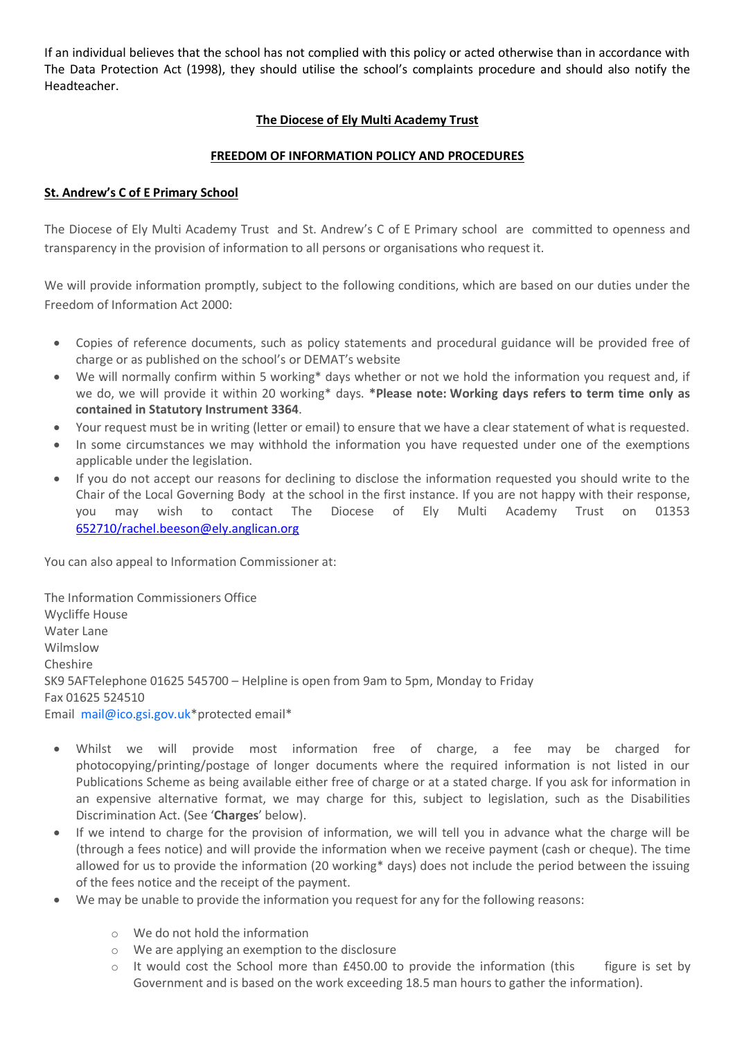If an individual believes that the school has not complied with this policy or acted otherwise than in accordance with The Data Protection Act (1998), they should utilise the school's complaints procedure and should also notify the Headteacher.

## The Diocese of Ely Multi Academy Trust

## FREEDOM OF INFORMATION POLICY AND PROCEDURES

### St. Andrew's C of E Primary School

The Diocese of Ely Multi Academy Trust and St. Andrew's C of E Primary school are committed to openness and transparency in the provision of information to all persons or organisations who request it.

We will provide information promptly, subject to the following conditions, which are based on our duties under the Freedom of Information Act 2000:

- Copies of reference documents, such as policy statements and procedural guidance will be provided free of charge or as published on the school's or DEMAT's website
- We will normally confirm within 5 working* days whether or not we hold the information you request and, if we do, we will provide it within 20 working* days. **\*Please note: Working days refers to term time only as contained in Statutory Instrument 3364**.
- Your request must be in writing (letter or email) to ensure that we have a clear statement of what is requested.
- In some circumstances we may withhold the information you have requested under one of the exemptions applicable under the legislation.
- If you do not accept our reasons for declining to disclose the information requested you should write to the Chair of the Local Governing Body at the school in the first instance. If you are not happy with their response, you may wish to contact The Diocese of Ely Multi Academy Trust on 01353 652710/rachel.beeson@ely.anglican.org

You can also appeal to Information Commissioner at:

The Information Commissioners Office
Wycliffe House
Water Lane
Wilmslow
Cheshire
SK9 5AFTelephone 01625 545700 – Helpline is open from 9am to 5pm, Monday to Friday
Fax 01625 524510
Email mail@ico.gsi.gov.uk*protected email*

- Whilst we will provide most information free of charge, a fee may be charged for photocopying/printing/postage of longer documents where the required information is not listed in our Publications Scheme as being available either free of charge or at a stated charge. If you ask for information in an expensive alternative format, we may charge for this, subject to legislation, such as the Disabilities Discrimination Act. (See '**Charges**' below).
- If we intend to charge for the provision of information, we will tell you in advance what the charge will be (through a fees notice) and will provide the information when we receive payment (cash or cheque). The time allowed for us to provide the information (20 working* days) does not include the period between the issuing of the fees notice and the receipt of the payment.
- We may be unable to provide the information you request for any for the following reasons:
  - We do not hold the information
  - We are applying an exemption to the disclosure
  - It would cost the School more than £450.00 to provide the information (this figure is set by Government and is based on the work exceeding 18.5 man hours to gather the information).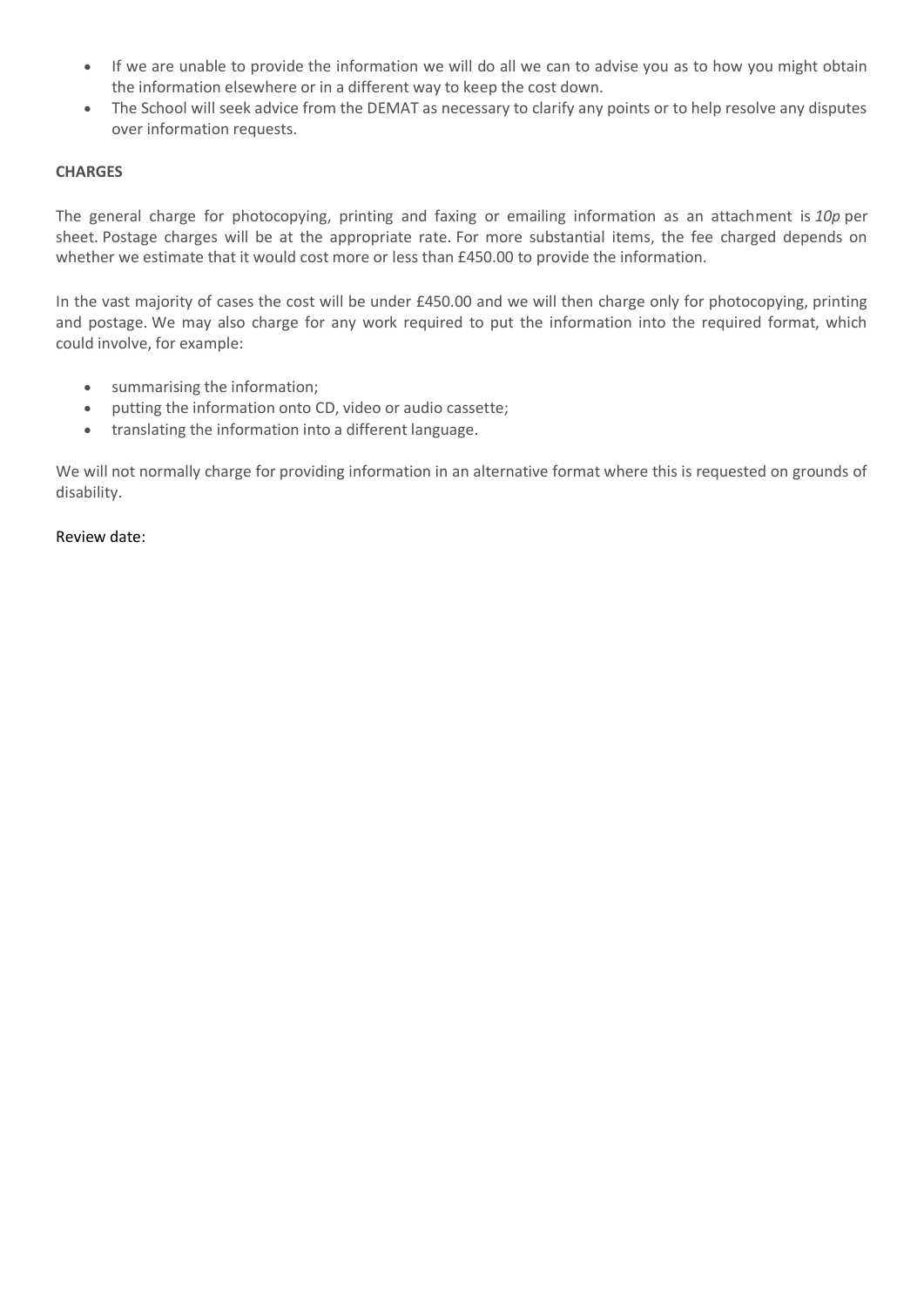- If we are unable to provide the information we will do all we can to advise you as to how you might obtain the information elsewhere or in a different way to keep the cost down.
- The School will seek advice from the DEMAT as necessary to clarify any points or to help resolve any disputes over information requests.

**CHARGES**

The general charge for photocopying, printing and faxing or emailing information as an attachment is *10p* per sheet. Postage charges will be at the appropriate rate. For more substantial items, the fee charged depends on whether we estimate that it would cost more or less than £450.00 to provide the information.

In the vast majority of cases the cost will be under £450.00 and we will then charge only for photocopying, printing and postage. We may also charge for any work required to put the information into the required format, which could involve, for example:

- summarising the information;
- putting the information onto CD, video or audio cassette;
- translating the information into a different language.

We will not normally charge for providing information in an alternative format where this is requested on grounds of disability.

Review date: